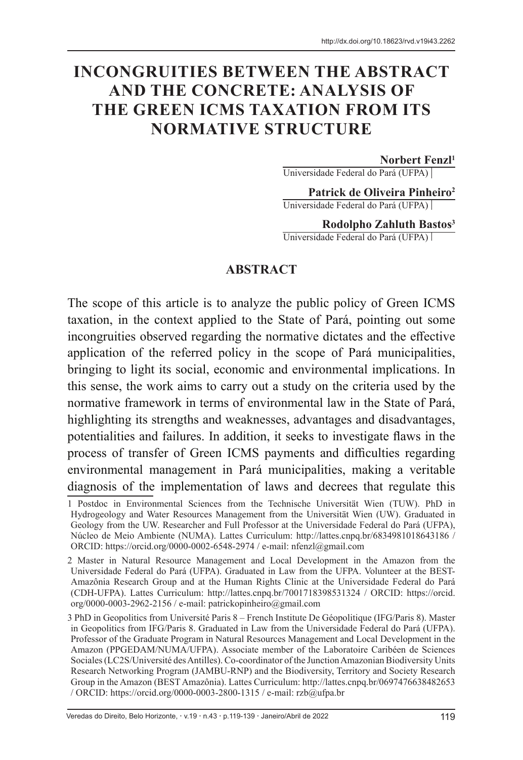# INCONGRUITIES BETWEEN THE ABSTRACT AND THE CONCRETE: ANALYSIS OF THE GREEN ICMS TAXATION FROM ITS NORMATIVE STRUCTURE

**Norbert Fenzl**[1]
Universidade Federal do Pará (UFPA)

**Patrick de Oliveira Pinheiro**[2]
Universidade Federal do Pará (UFPA)

**Rodolpho Zahluth Bastos**[3]
Universidade Federal do Pará (UFPA)

## ABSTRACT

The scope of this article is to analyze the public policy of Green ICMS taxation, in the context applied to the State of Pará, pointing out some incongruities observed regarding the normative dictates and the effective application of the referred policy in the scope of Pará municipalities, bringing to light its social, economic and environmental implications. In this sense, the work aims to carry out a study on the criteria used by the normative framework in terms of environmental law in the State of Pará, highlighting its strengths and weaknesses, advantages and disadvantages, potentialities and failures. In addition, it seeks to investigate flaws in the process of transfer of Green ICMS payments and difficulties regarding environmental management in Pará municipalities, making a veritable diagnosis of the implementation of laws and decrees that regulate this

---

1 Postdoc in Environmental Sciences from the Technische Universität Wien (TUW). PhD in Hydrogeology and Water Resources Management from the Universität Wien (UW). Graduated in Geology from the UW. Researcher and Full Professor at the Universidade Federal do Pará (UFPA), Núcleo de Meio Ambiente (NUMA). Lattes Curriculum: http://lattes.cnpq.br/6834981018643186 / ORCID: https://orcid.org/0000-0002-6548-2974 / e-mail: nfenzl@gmail.com

2 Master in Natural Resource Management and Local Development in the Amazon from the Universidade Federal do Pará (UFPA). Graduated in Law from the UFPA. Volunteer at the BEST-Amazônia Research Group and at the Human Rights Clinic at the Universidade Federal do Pará (CDH-UFPA). Lattes Curriculum: http://lattes.cnpq.br/7001718398531324 / ORCID: https://orcid.org/0000-0003-2962-2156 / e-mail: patrickopinheiro@gmail.com

3 PhD in Geopolitics from Université Paris 8 – French Institute De Géopolitique (IFG/Paris 8). Master in Geopolitics from IFG/Paris 8. Graduated in Law from the Universidade Federal do Pará (UFPA). Professor of the Graduate Program in Natural Resources Management and Local Development in the Amazon (PPGEDAM/NUMA/UFPA). Associate member of the Laboratoire Caribéen de Sciences Sociales (LC2S/Université des Antilles). Co-coordinator of the Junction Amazonian Biodiversity Units Research Networking Program (JAMBU-RNP) and the Biodiversity, Territory and Society Research Group in the Amazon (BEST Amazônia). Lattes Curriculum: http://lattes.cnpq.br/0697476638482653 / ORCID: https://orcid.org/0000-0003-2800-1315 / e-mail: rzb@ufpa.br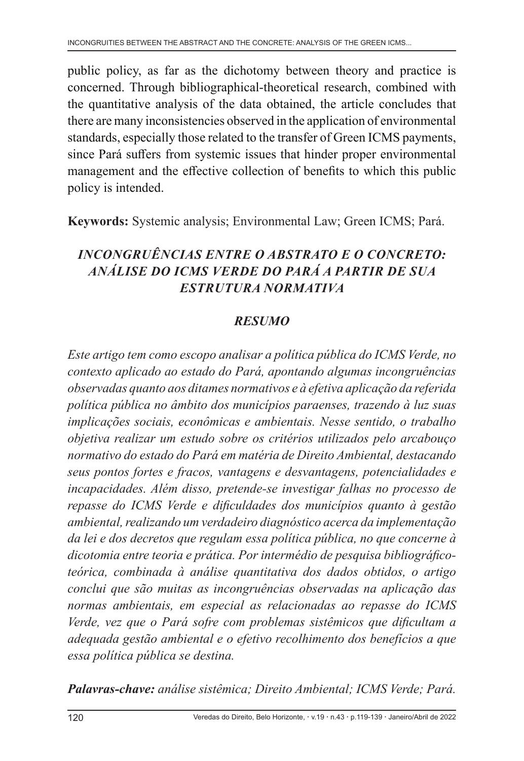public policy, as far as the dichotomy between theory and practice is concerned. Through bibliographical-theoretical research, combined with the quantitative analysis of the data obtained, the article concludes that there are many inconsistencies observed in the application of environmental standards, especially those related to the transfer of Green ICMS payments, since Pará suffers from systemic issues that hinder proper environmental management and the effective collection of benefits to which this public policy is intended.

**Keywords:** Systemic analysis; Environmental Law; Green ICMS; Pará.

## *INCONGRUÊNCIAS ENTRE O ABSTRATO E O CONCRETO: ANÁLISE DO ICMS VERDE DO PARÁ A PARTIR DE SUA ESTRUTURA NORMATIVA*

### *RESUMO*

*Este artigo tem como escopo analisar a política pública do ICMS Verde, no contexto aplicado ao estado do Pará, apontando algumas incongruências observadas quanto aos ditames normativos e à efetiva aplicação da referida política pública no âmbito dos municípios paraenses, trazendo à luz suas implicações sociais, econômicas e ambientais. Nesse sentido, o trabalho objetiva realizar um estudo sobre os critérios utilizados pelo arcabouço normativo do estado do Pará em matéria de Direito Ambiental, destacando seus pontos fortes e fracos, vantagens e desvantagens, potencialidades e incapacidades. Além disso, pretende-se investigar falhas no processo de repasse do ICMS Verde e dificuldades dos municípios quanto à gestão ambiental, realizando um verdadeiro diagnóstico acerca da implementação da lei e dos decretos que regulam essa política pública, no que concerne à dicotomia entre teoria e prática. Por intermédio de pesquisa bibliográfico-teórica, combinada à análise quantitativa dos dados obtidos, o artigo conclui que são muitas as incongruências observadas na aplicação das normas ambientais, em especial as relacionadas ao repasse do ICMS Verde, vez que o Pará sofre com problemas sistêmicos que dificultam a adequada gestão ambiental e o efetivo recolhimento dos benefícios a que essa política pública se destina.*

***Palavras-chave:*** *análise sistêmica; Direito Ambiental; ICMS Verde; Pará.*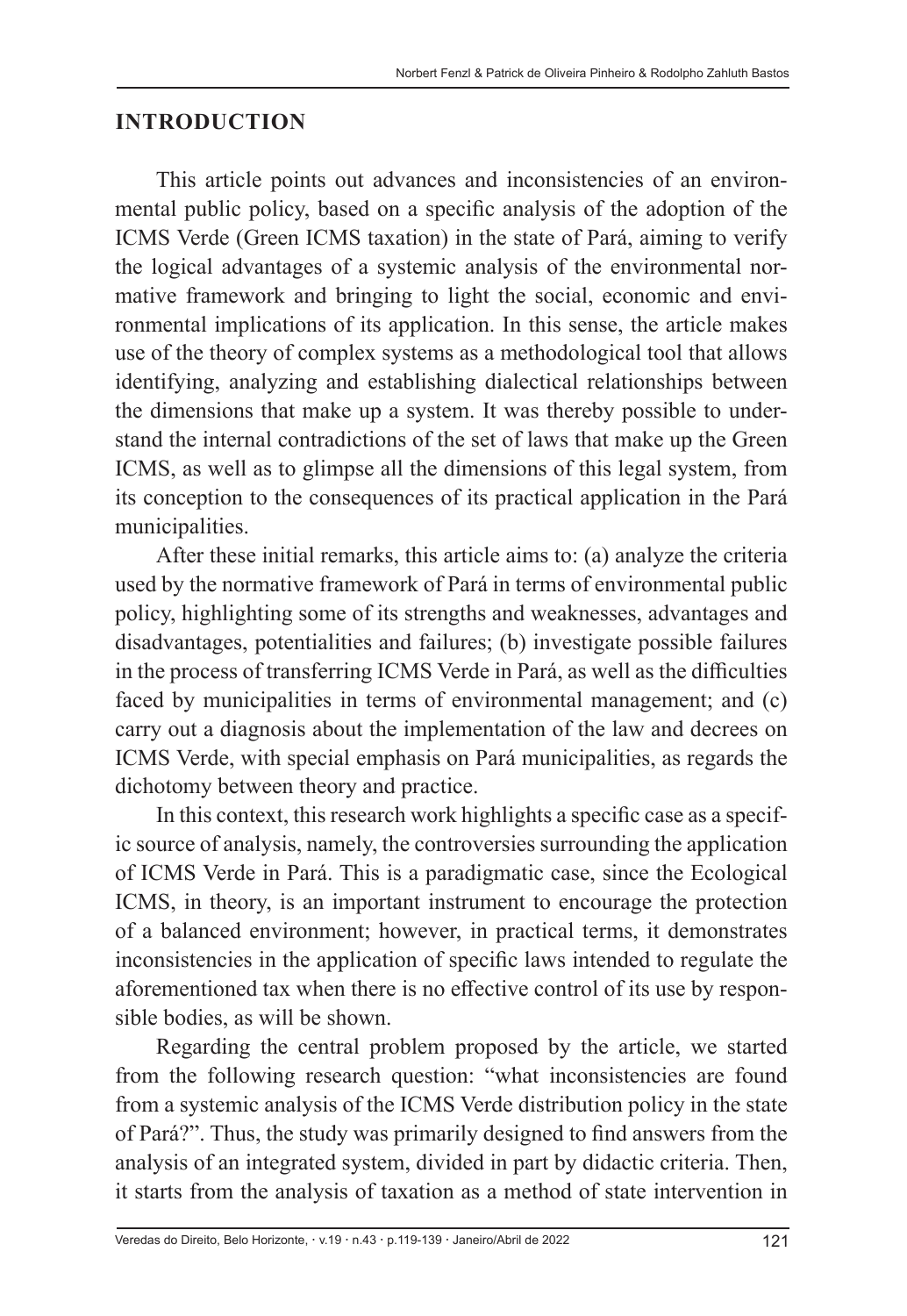## INTRODUCTION

This article points out advances and inconsistencies of an environmental public policy, based on a specific analysis of the adoption of the ICMS Verde (Green ICMS taxation) in the state of Pará, aiming to verify the logical advantages of a systemic analysis of the environmental normative framework and bringing to light the social, economic and environmental implications of its application. In this sense, the article makes use of the theory of complex systems as a methodological tool that allows identifying, analyzing and establishing dialectical relationships between the dimensions that make up a system. It was thereby possible to understand the internal contradictions of the set of laws that make up the Green ICMS, as well as to glimpse all the dimensions of this legal system, from its conception to the consequences of its practical application in the Pará municipalities.

After these initial remarks, this article aims to: (a) analyze the criteria used by the normative framework of Pará in terms of environmental public policy, highlighting some of its strengths and weaknesses, advantages and disadvantages, potentialities and failures; (b) investigate possible failures in the process of transferring ICMS Verde in Pará, as well as the difficulties faced by municipalities in terms of environmental management; and (c) carry out a diagnosis about the implementation of the law and decrees on ICMS Verde, with special emphasis on Pará municipalities, as regards the dichotomy between theory and practice.

In this context, this research work highlights a specific case as a specific source of analysis, namely, the controversies surrounding the application of ICMS Verde in Pará. This is a paradigmatic case, since the Ecological ICMS, in theory, is an important instrument to encourage the protection of a balanced environment; however, in practical terms, it demonstrates inconsistencies in the application of specific laws intended to regulate the aforementioned tax when there is no effective control of its use by responsible bodies, as will be shown.

Regarding the central problem proposed by the article, we started from the following research question: "what inconsistencies are found from a systemic analysis of the ICMS Verde distribution policy in the state of Pará?". Thus, the study was primarily designed to find answers from the analysis of an integrated system, divided in part by didactic criteria. Then, it starts from the analysis of taxation as a method of state intervention in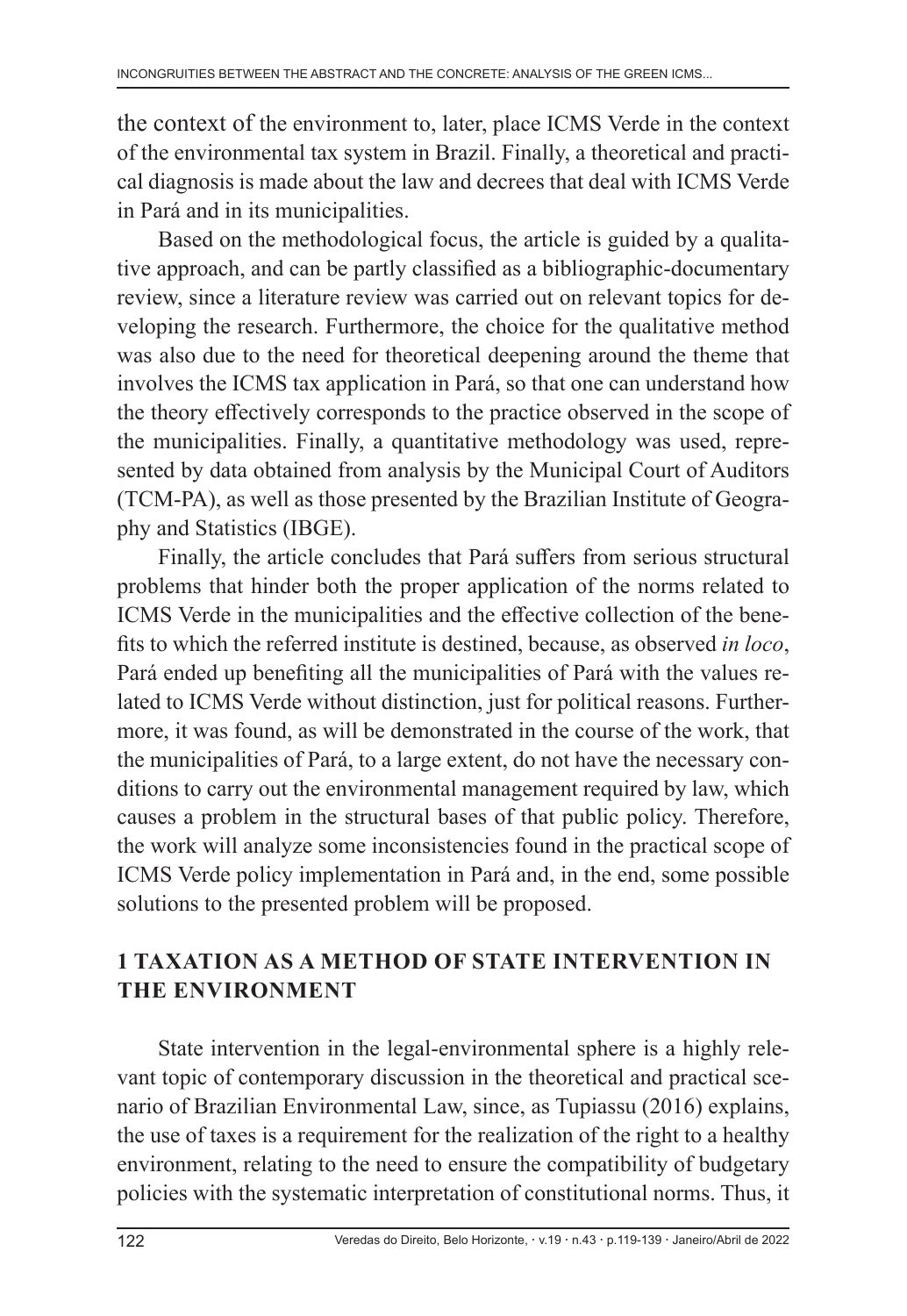the context of the environment to, later, place ICMS Verde in the context of the environmental tax system in Brazil. Finally, a theoretical and practical diagnosis is made about the law and decrees that deal with ICMS Verde in Pará and in its municipalities.

Based on the methodological focus, the article is guided by a qualitative approach, and can be partly classified as a bibliographic-documentary review, since a literature review was carried out on relevant topics for developing the research. Furthermore, the choice for the qualitative method was also due to the need for theoretical deepening around the theme that involves the ICMS tax application in Pará, so that one can understand how the theory effectively corresponds to the practice observed in the scope of the municipalities. Finally, a quantitative methodology was used, represented by data obtained from analysis by the Municipal Court of Auditors (TCM-PA), as well as those presented by the Brazilian Institute of Geography and Statistics (IBGE).

Finally, the article concludes that Pará suffers from serious structural problems that hinder both the proper application of the norms related to ICMS Verde in the municipalities and the effective collection of the benefits to which the referred institute is destined, because, as observed *in loco*, Pará ended up benefiting all the municipalities of Pará with the values related to ICMS Verde without distinction, just for political reasons. Furthermore, it was found, as will be demonstrated in the course of the work, that the municipalities of Pará, to a large extent, do not have the necessary conditions to carry out the environmental management required by law, which causes a problem in the structural bases of that public policy. Therefore, the work will analyze some inconsistencies found in the practical scope of ICMS Verde policy implementation in Pará and, in the end, some possible solutions to the presented problem will be proposed.

## 1 TAXATION AS A METHOD OF STATE INTERVENTION IN THE ENVIRONMENT

State intervention in the legal-environmental sphere is a highly relevant topic of contemporary discussion in the theoretical and practical scenario of Brazilian Environmental Law, since, as Tupiassu (2016) explains, the use of taxes is a requirement for the realization of the right to a healthy environment, relating to the need to ensure the compatibility of budgetary policies with the systematic interpretation of constitutional norms. Thus, it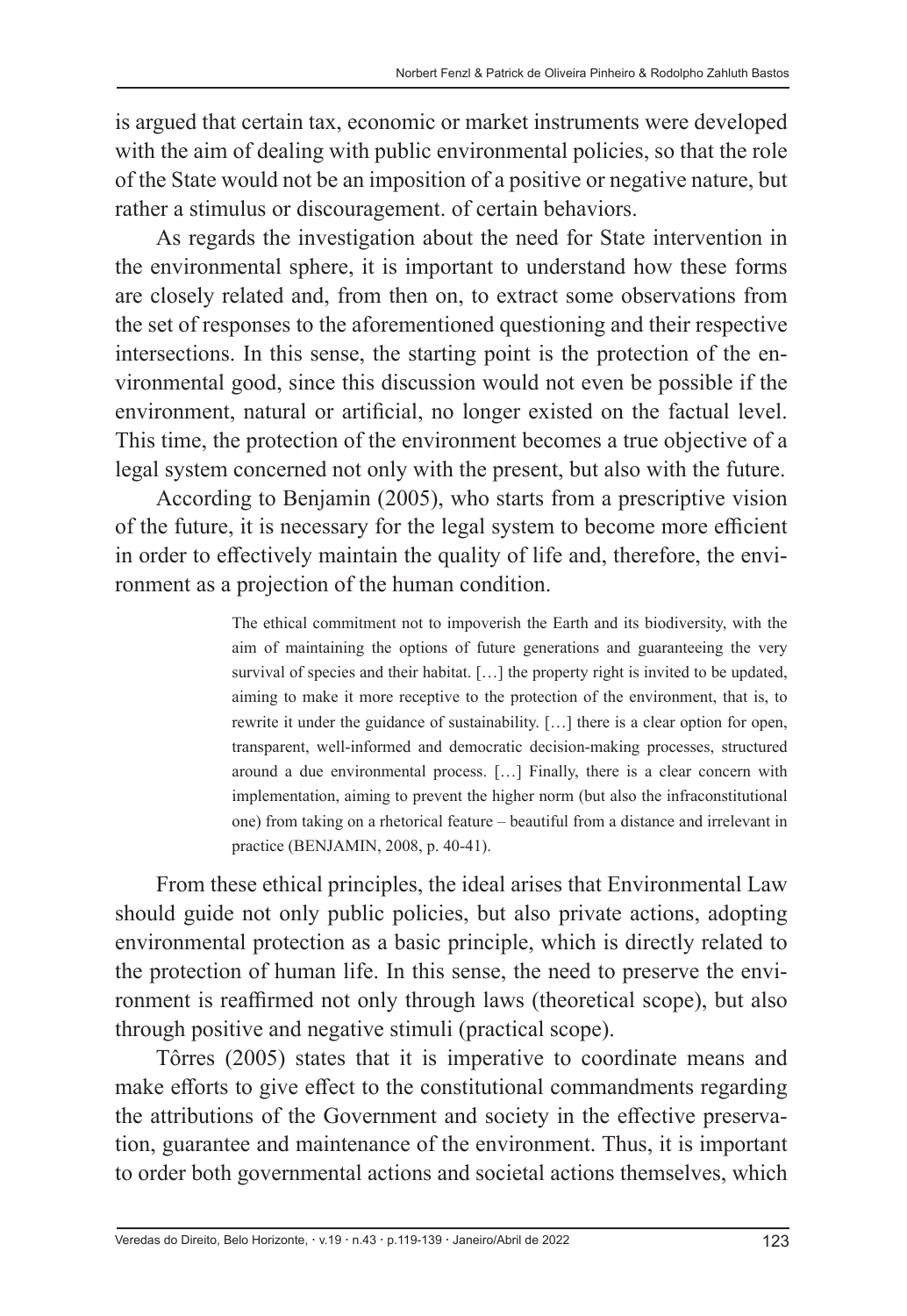is argued that certain tax, economic or market instruments were developed with the aim of dealing with public environmental policies, so that the role of the State would not be an imposition of a positive or negative nature, but rather a stimulus or discouragement. of certain behaviors.

As regards the investigation about the need for State intervention in the environmental sphere, it is important to understand how these forms are closely related and, from then on, to extract some observations from the set of responses to the aforementioned questioning and their respective intersections. In this sense, the starting point is the protection of the environmental good, since this discussion would not even be possible if the environment, natural or artificial, no longer existed on the factual level. This time, the protection of the environment becomes a true objective of a legal system concerned not only with the present, but also with the future.

According to Benjamin (2005), who starts from a prescriptive vision of the future, it is necessary for the legal system to become more efficient in order to effectively maintain the quality of life and, therefore, the environment as a projection of the human condition.

> The ethical commitment not to impoverish the Earth and its biodiversity, with the aim of maintaining the options of future generations and guaranteeing the very survival of species and their habitat. […] the property right is invited to be updated, aiming to make it more receptive to the protection of the environment, that is, to rewrite it under the guidance of sustainability. […] there is a clear option for open, transparent, well-informed and democratic decision-making processes, structured around a due environmental process. […] Finally, there is a clear concern with implementation, aiming to prevent the higher norm (but also the infraconstitutional one) from taking on a rhetorical feature – beautiful from a distance and irrelevant in practice (BENJAMIN, 2008, p. 40-41).

From these ethical principles, the ideal arises that Environmental Law should guide not only public policies, but also private actions, adopting environmental protection as a basic principle, which is directly related to the protection of human life. In this sense, the need to preserve the environment is reaffirmed not only through laws (theoretical scope), but also through positive and negative stimuli (practical scope).

Tôrres (2005) states that it is imperative to coordinate means and make efforts to give effect to the constitutional commandments regarding the attributions of the Government and society in the effective preservation, guarantee and maintenance of the environment. Thus, it is important to order both governmental actions and societal actions themselves, which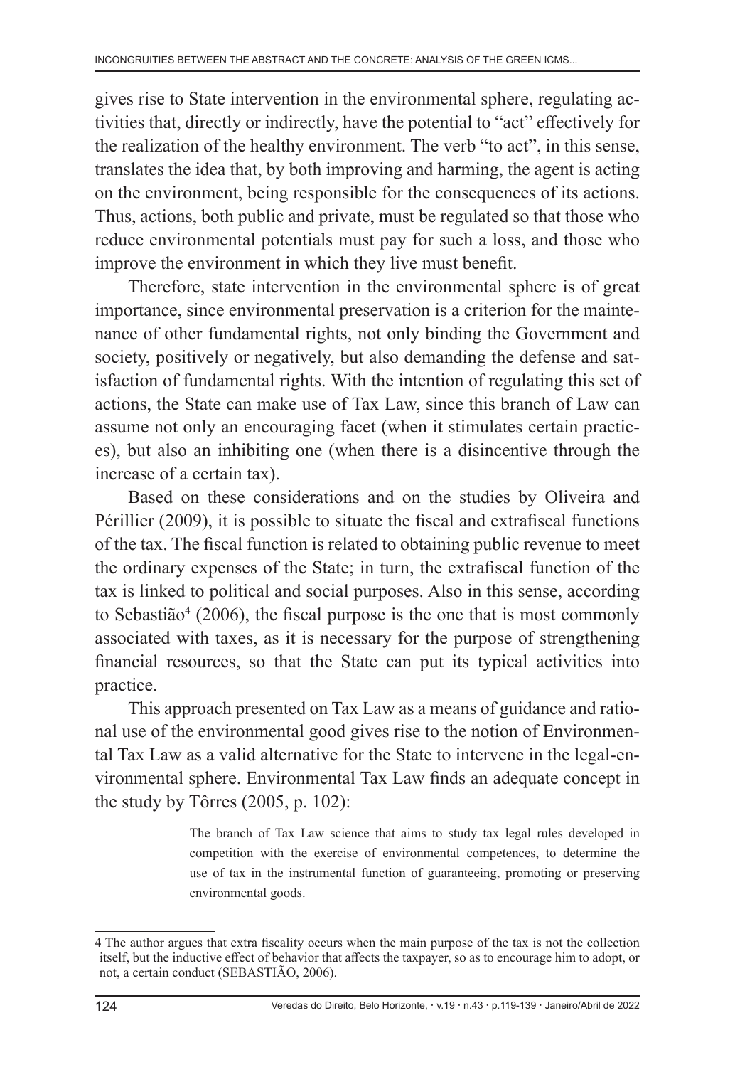gives rise to State intervention in the environmental sphere, regulating activities that, directly or indirectly, have the potential to "act" effectively for the realization of the healthy environment. The verb "to act", in this sense, translates the idea that, by both improving and harming, the agent is acting on the environment, being responsible for the consequences of its actions. Thus, actions, both public and private, must be regulated so that those who reduce environmental potentials must pay for such a loss, and those who improve the environment in which they live must benefit.

Therefore, state intervention in the environmental sphere is of great importance, since environmental preservation is a criterion for the maintenance of other fundamental rights, not only binding the Government and society, positively or negatively, but also demanding the defense and satisfaction of fundamental rights. With the intention of regulating this set of actions, the State can make use of Tax Law, since this branch of Law can assume not only an encouraging facet (when it stimulates certain practices), but also an inhibiting one (when there is a disincentive through the increase of a certain tax).

Based on these considerations and on the studies by Oliveira and Périllier (2009), it is possible to situate the fiscal and extrafiscal functions of the tax. The fiscal function is related to obtaining public revenue to meet the ordinary expenses of the State; in turn, the extrafiscal function of the tax is linked to political and social purposes. Also in this sense, according to Sebastião[4] (2006), the fiscal purpose is the one that is most commonly associated with taxes, as it is necessary for the purpose of strengthening financial resources, so that the State can put its typical activities into practice.

This approach presented on Tax Law as a means of guidance and rational use of the environmental good gives rise to the notion of Environmental Tax Law as a valid alternative for the State to intervene in the legal-environmental sphere. Environmental Tax Law finds an adequate concept in the study by Tôrres (2005, p. 102):

> The branch of Tax Law science that aims to study tax legal rules developed in competition with the exercise of environmental competences, to determine the use of tax in the instrumental function of guaranteeing, promoting or preserving environmental goods.

---

4 The author argues that extra fiscality occurs when the main purpose of the tax is not the collection itself, but the inductive effect of behavior that affects the taxpayer, so as to encourage him to adopt, or not, a certain conduct (SEBASTIÃO, 2006).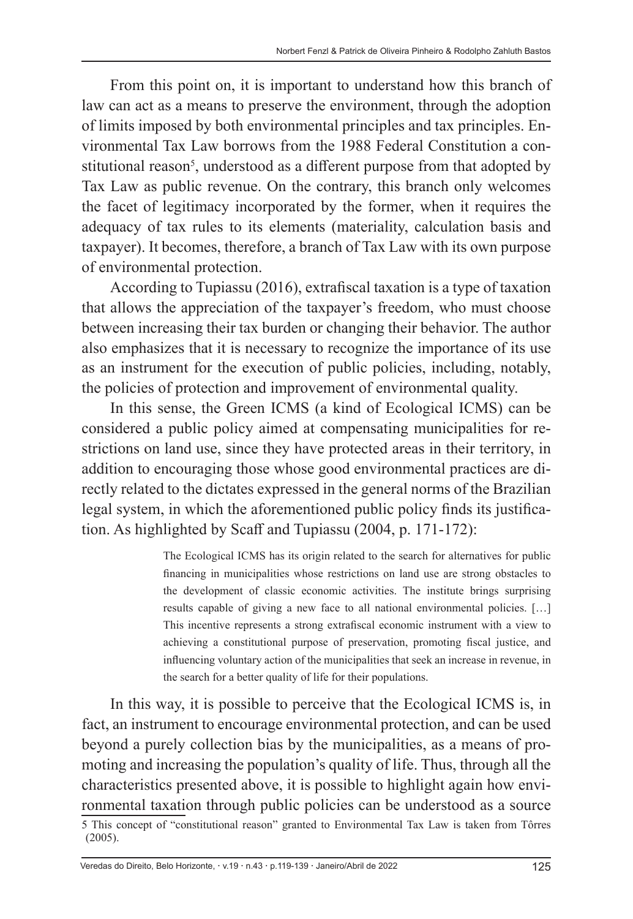From this point on, it is important to understand how this branch of law can act as a means to preserve the environment, through the adoption of limits imposed by both environmental principles and tax principles. Environmental Tax Law borrows from the 1988 Federal Constitution a constitutional reason[5], understood as a different purpose from that adopted by Tax Law as public revenue. On the contrary, this branch only welcomes the facet of legitimacy incorporated by the former, when it requires the adequacy of tax rules to its elements (materiality, calculation basis and taxpayer). It becomes, therefore, a branch of Tax Law with its own purpose of environmental protection.

According to Tupiassu (2016), extrafiscal taxation is a type of taxation that allows the appreciation of the taxpayer's freedom, who must choose between increasing their tax burden or changing their behavior. The author also emphasizes that it is necessary to recognize the importance of its use as an instrument for the execution of public policies, including, notably, the policies of protection and improvement of environmental quality.

In this sense, the Green ICMS (a kind of Ecological ICMS) can be considered a public policy aimed at compensating municipalities for restrictions on land use, since they have protected areas in their territory, in addition to encouraging those whose good environmental practices are directly related to the dictates expressed in the general norms of the Brazilian legal system, in which the aforementioned public policy finds its justification. As highlighted by Scaff and Tupiassu (2004, p. 171-172):

> The Ecological ICMS has its origin related to the search for alternatives for public financing in municipalities whose restrictions on land use are strong obstacles to the development of classic economic activities. The institute brings surprising results capable of giving a new face to all national environmental policies. […] This incentive represents a strong extrafiscal economic instrument with a view to achieving a constitutional purpose of preservation, promoting fiscal justice, and influencing voluntary action of the municipalities that seek an increase in revenue, in the search for a better quality of life for their populations.

In this way, it is possible to perceive that the Ecological ICMS is, in fact, an instrument to encourage environmental protection, and can be used beyond a purely collection bias by the municipalities, as a means of promoting and increasing the population's quality of life. Thus, through all the characteristics presented above, it is possible to highlight again how environmental taxation through public policies can be understood as a source

5 This concept of "constitutional reason" granted to Environmental Tax Law is taken from Tôrres (2005).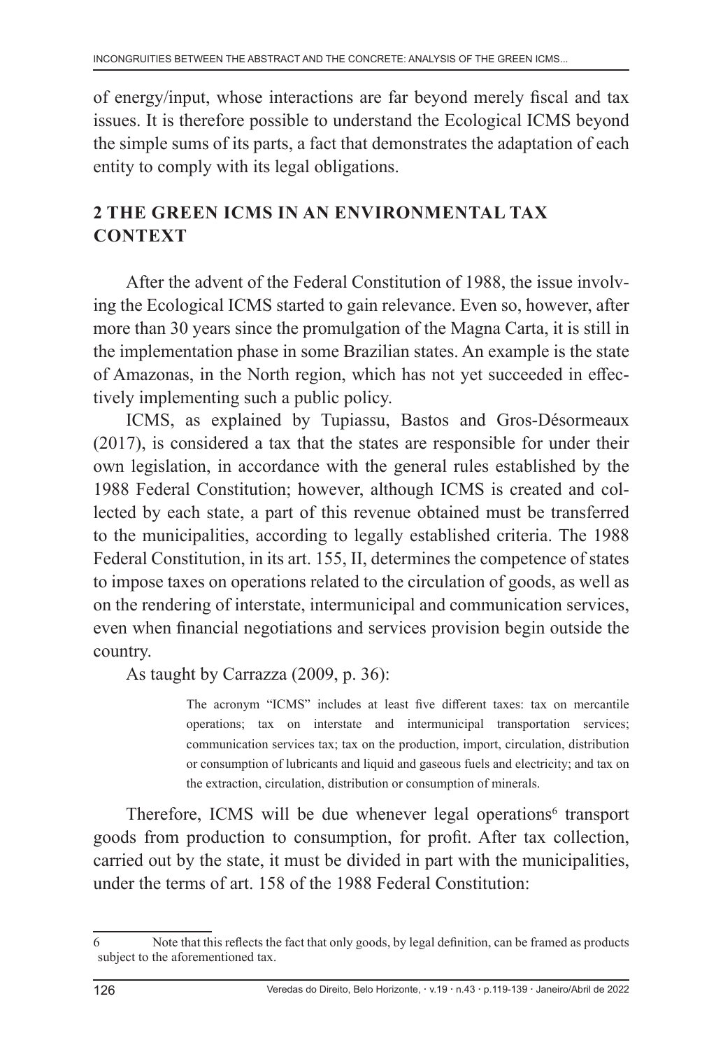of energy/input, whose interactions are far beyond merely fiscal and tax issues. It is therefore possible to understand the Ecological ICMS beyond the simple sums of its parts, a fact that demonstrates the adaptation of each entity to comply with its legal obligations.

## 2 THE GREEN ICMS IN AN ENVIRONMENTAL TAX CONTEXT

After the advent of the Federal Constitution of 1988, the issue involving the Ecological ICMS started to gain relevance. Even so, however, after more than 30 years since the promulgation of the Magna Carta, it is still in the implementation phase in some Brazilian states. An example is the state of Amazonas, in the North region, which has not yet succeeded in effectively implementing such a public policy.

ICMS, as explained by Tupiassu, Bastos and Gros-Désormeaux (2017), is considered a tax that the states are responsible for under their own legislation, in accordance with the general rules established by the 1988 Federal Constitution; however, although ICMS is created and collected by each state, a part of this revenue obtained must be transferred to the municipalities, according to legally established criteria. The 1988 Federal Constitution, in its art. 155, II, determines the competence of states to impose taxes on operations related to the circulation of goods, as well as on the rendering of interstate, intermunicipal and communication services, even when financial negotiations and services provision begin outside the country.

As taught by Carrazza (2009, p. 36):

> The acronym "ICMS" includes at least five different taxes: tax on mercantile operations; tax on interstate and intermunicipal transportation services; communication services tax; tax on the production, import, circulation, distribution or consumption of lubricants and liquid and gaseous fuels and electricity; and tax on the extraction, circulation, distribution or consumption of minerals.

Therefore, ICMS will be due whenever legal operations[6] transport goods from production to consumption, for profit. After tax collection, carried out by the state, it must be divided in part with the municipalities, under the terms of art. 158 of the 1988 Federal Constitution:

---

6 Note that this reflects the fact that only goods, by legal definition, can be framed as products subject to the aforementioned tax.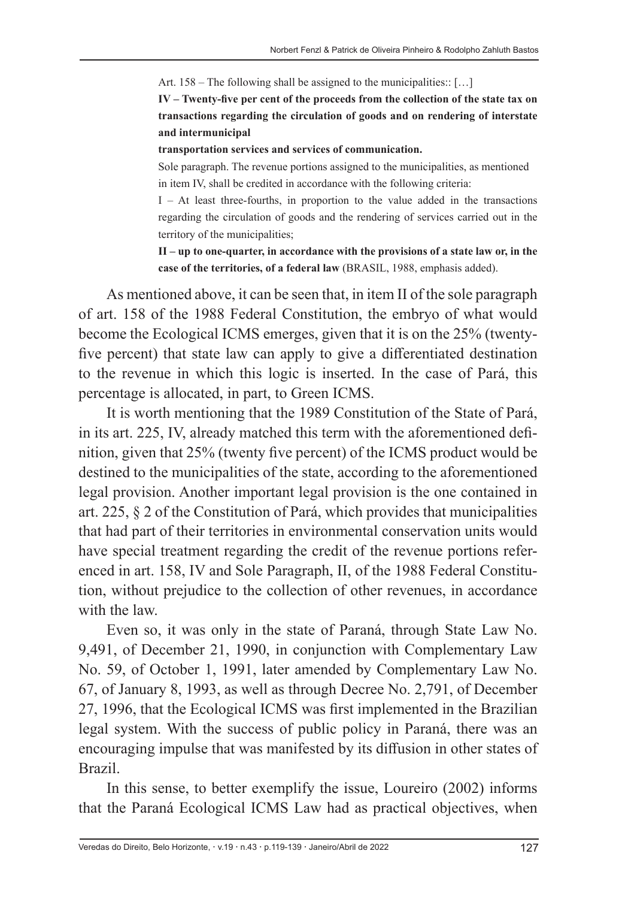> Art. 158 – The following shall be assigned to the municipalities:: […]
>
> **IV – Twenty-five per cent of the proceeds from the collection of the state tax on transactions regarding the circulation of goods and on rendering of interstate and intermunicipal**
>
> **transportation services and services of communication.**
>
> Sole paragraph. The revenue portions assigned to the municipalities, as mentioned in item IV, shall be credited in accordance with the following criteria:
>
> I – At least three-fourths, in proportion to the value added in the transactions regarding the circulation of goods and the rendering of services carried out in the territory of the municipalities;
>
> **II – up to one-quarter, in accordance with the provisions of a state law or, in the case of the territories, of a federal law** (BRASIL, 1988, emphasis added).

As mentioned above, it can be seen that, in item II of the sole paragraph of art. 158 of the 1988 Federal Constitution, the embryo of what would become the Ecological ICMS emerges, given that it is on the 25% (twenty-five percent) that state law can apply to give a differentiated destination to the revenue in which this logic is inserted. In the case of Pará, this percentage is allocated, in part, to Green ICMS.

It is worth mentioning that the 1989 Constitution of the State of Pará, in its art. 225, IV, already matched this term with the aforementioned definition, given that 25% (twenty five percent) of the ICMS product would be destined to the municipalities of the state, according to the aforementioned legal provision. Another important legal provision is the one contained in art. 225, § 2 of the Constitution of Pará, which provides that municipalities that had part of their territories in environmental conservation units would have special treatment regarding the credit of the revenue portions referenced in art. 158, IV and Sole Paragraph, II, of the 1988 Federal Constitution, without prejudice to the collection of other revenues, in accordance with the law.

Even so, it was only in the state of Paraná, through State Law No. 9,491, of December 21, 1990, in conjunction with Complementary Law No. 59, of October 1, 1991, later amended by Complementary Law No. 67, of January 8, 1993, as well as through Decree No. 2,791, of December 27, 1996, that the Ecological ICMS was first implemented in the Brazilian legal system. With the success of public policy in Paraná, there was an encouraging impulse that was manifested by its diffusion in other states of Brazil.

In this sense, to better exemplify the issue, Loureiro (2002) informs that the Paraná Ecological ICMS Law had as practical objectives, when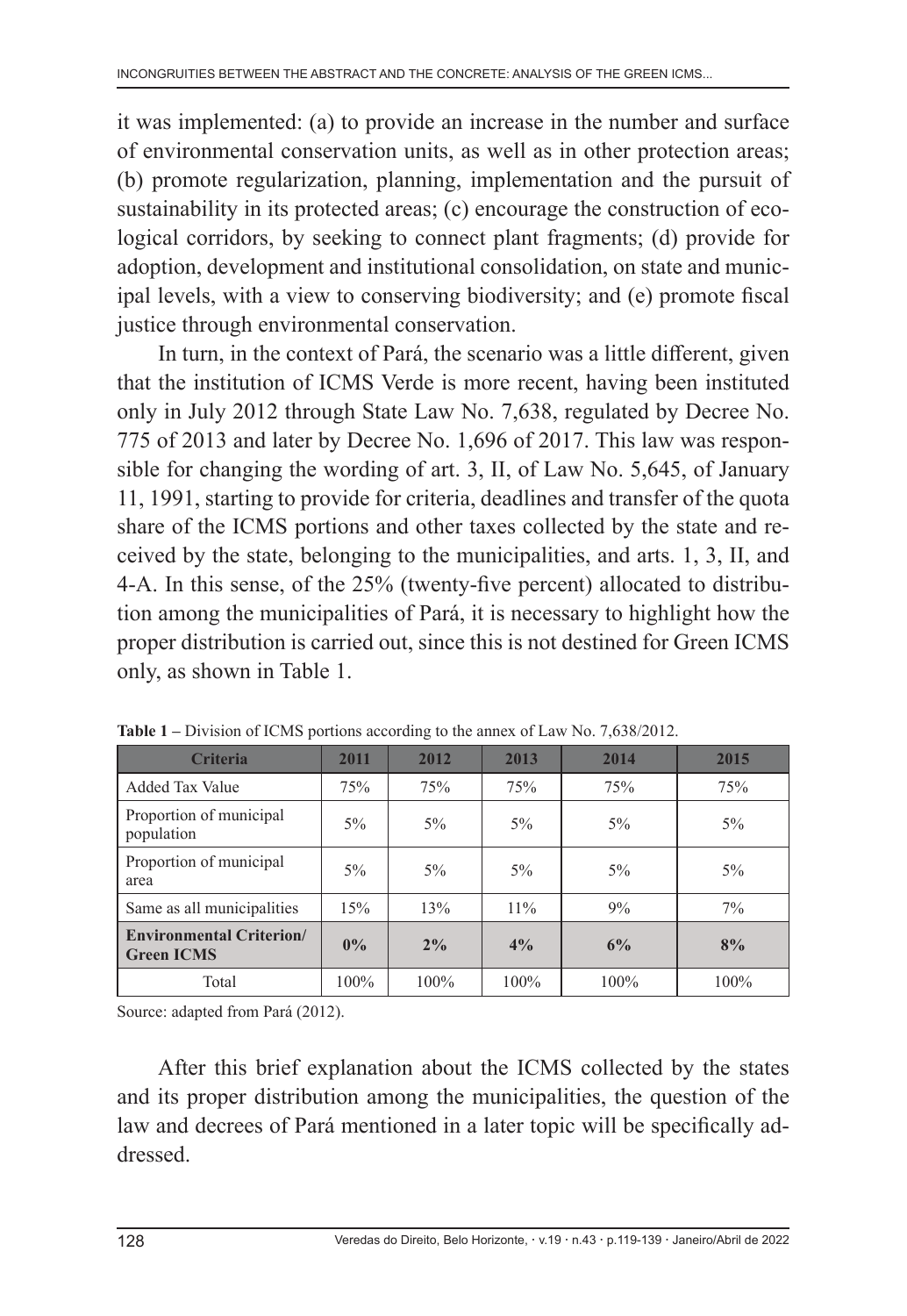it was implemented: (a) to provide an increase in the number and surface of environmental conservation units, as well as in other protection areas; (b) promote regularization, planning, implementation and the pursuit of sustainability in its protected areas; (c) encourage the construction of ecological corridors, by seeking to connect plant fragments; (d) provide for adoption, development and institutional consolidation, on state and municipal levels, with a view to conserving biodiversity; and (e) promote fiscal justice through environmental conservation.

In turn, in the context of Pará, the scenario was a little different, given that the institution of ICMS Verde is more recent, having been instituted only in July 2012 through State Law No. 7,638, regulated by Decree No. 775 of 2013 and later by Decree No. 1,696 of 2017. This law was responsible for changing the wording of art. 3, II, of Law No. 5,645, of January 11, 1991, starting to provide for criteria, deadlines and transfer of the quota share of the ICMS portions and other taxes collected by the state and received by the state, belonging to the municipalities, and arts. 1, 3, II, and 4-A. In this sense, of the 25% (twenty-five percent) allocated to distribution among the municipalities of Pará, it is necessary to highlight how the proper distribution is carried out, since this is not destined for Green ICMS only, as shown in Table 1.

**Table 1 –** Division of ICMS portions according to the annex of Law No. 7,638/2012.

| Criteria | 2011 | 2012 | 2013 | 2014 | 2015 |
|---|---|---|---|---|---|
| Added Tax Value | 75% | 75% | 75% | 75% | 75% |
| Proportion of municipal population | 5% | 5% | 5% | 5% | 5% |
| Proportion of municipal area | 5% | 5% | 5% | 5% | 5% |
| Same as all municipalities | 15% | 13% | 11% | 9% | 7% |
| **Environmental Criterion/ Green ICMS** | **0%** | **2%** | **4%** | **6%** | **8%** |
| Total | 100% | 100% | 100% | 100% | 100% |

Source: adapted from Pará (2012).

After this brief explanation about the ICMS collected by the states and its proper distribution among the municipalities, the question of the law and decrees of Pará mentioned in a later topic will be specifically addressed.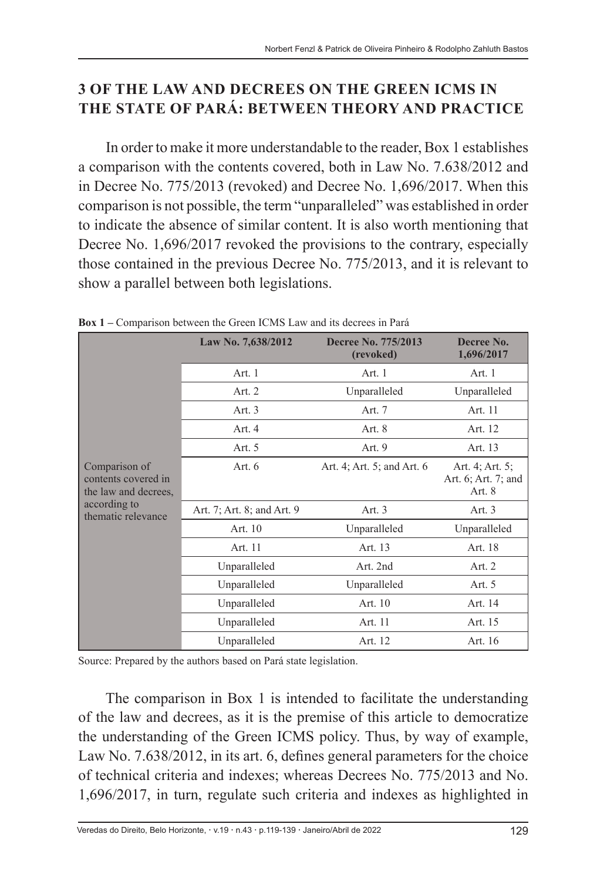## 3 OF THE LAW AND DECREES ON THE GREEN ICMS IN THE STATE OF PARÁ: BETWEEN THEORY AND PRACTICE

In order to make it more understandable to the reader, Box 1 establishes a comparison with the contents covered, both in Law No. 7.638/2012 and in Decree No. 775/2013 (revoked) and Decree No. 1,696/2017. When this comparison is not possible, the term "unparalleled" was established in order to indicate the absence of similar content. It is also worth mentioning that Decree No. 1,696/2017 revoked the provisions to the contrary, especially those contained in the previous Decree No. 775/2013, and it is relevant to show a parallel between both legislations.

**Box 1 –** Comparison between the Green ICMS Law and its decrees in Pará

| | Law No. 7,638/2012 | Decree No. 775/2013 (revoked) | Decree No. 1,696/2017 |
|---|---|---|---|
| Comparison of contents covered in the law and decrees, according to thematic relevance | Art. 1 | Art. 1 | Art. 1 |
| | Art. 2 | Unparalleled | Unparalleled |
| | Art. 3 | Art. 7 | Art. 11 |
| | Art. 4 | Art. 8 | Art. 12 |
| | Art. 5 | Art. 9 | Art. 13 |
| | Art. 6 | Art. 4; Art. 5; and Art. 6 | Art. 4; Art. 5; Art. 6; Art. 7; and Art. 8 |
| | Art. 7; Art. 8; and Art. 9 | Art. 3 | Art. 3 |
| | Art. 10 | Unparalleled | Unparalleled |
| | Art. 11 | Art. 13 | Art. 18 |
| | Unparalleled | Art. 2nd | Art. 2 |
| | Unparalleled | Unparalleled | Art. 5 |
| | Unparalleled | Art. 10 | Art. 14 |
| | Unparalleled | Art. 11 | Art. 15 |
| | Unparalleled | Art. 12 | Art. 16 |

Source: Prepared by the authors based on Pará state legislation.

The comparison in Box 1 is intended to facilitate the understanding of the law and decrees, as it is the premise of this article to democratize the understanding of the Green ICMS policy. Thus, by way of example, Law No. 7.638/2012, in its art. 6, defines general parameters for the choice of technical criteria and indexes; whereas Decrees No. 775/2013 and No. 1,696/2017, in turn, regulate such criteria and indexes as highlighted in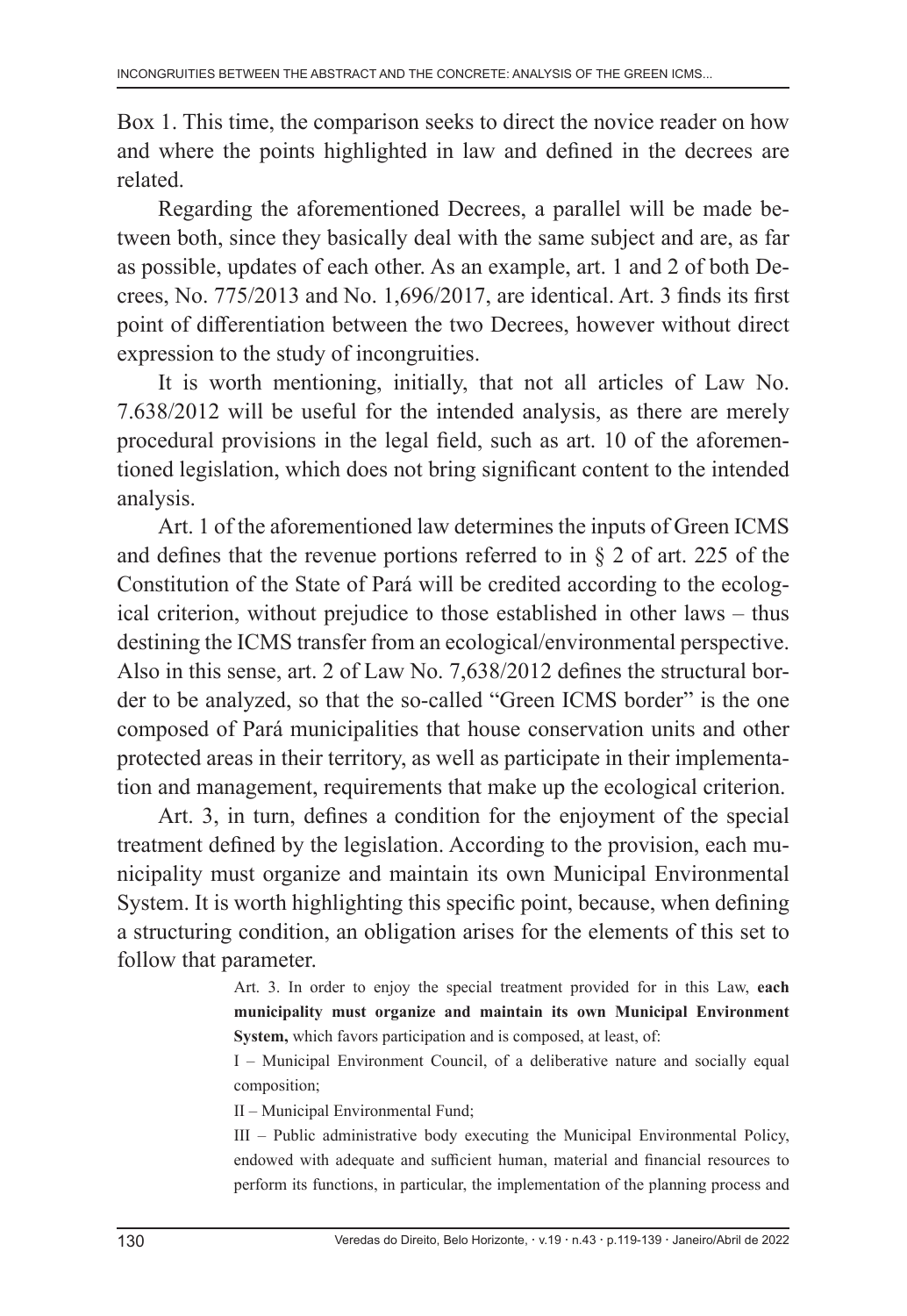Box 1. This time, the comparison seeks to direct the novice reader on how and where the points highlighted in law and defined in the decrees are related.

Regarding the aforementioned Decrees, a parallel will be made between both, since they basically deal with the same subject and are, as far as possible, updates of each other. As an example, art. 1 and 2 of both Decrees, No. 775/2013 and No. 1,696/2017, are identical. Art. 3 finds its first point of differentiation between the two Decrees, however without direct expression to the study of incongruities.

It is worth mentioning, initially, that not all articles of Law No. 7.638/2012 will be useful for the intended analysis, as there are merely procedural provisions in the legal field, such as art. 10 of the aforementioned legislation, which does not bring significant content to the intended analysis.

Art. 1 of the aforementioned law determines the inputs of Green ICMS and defines that the revenue portions referred to in § 2 of art. 225 of the Constitution of the State of Pará will be credited according to the ecological criterion, without prejudice to those established in other laws – thus destining the ICMS transfer from an ecological/environmental perspective. Also in this sense, art. 2 of Law No. 7,638/2012 defines the structural border to be analyzed, so that the so-called "Green ICMS border" is the one composed of Pará municipalities that house conservation units and other protected areas in their territory, as well as participate in their implementation and management, requirements that make up the ecological criterion.

Art. 3, in turn, defines a condition for the enjoyment of the special treatment defined by the legislation. According to the provision, each municipality must organize and maintain its own Municipal Environmental System. It is worth highlighting this specific point, because, when defining a structuring condition, an obligation arises for the elements of this set to follow that parameter.

> Art. 3. In order to enjoy the special treatment provided for in this Law, **each municipality must organize and maintain its own Municipal Environment System,** which favors participation and is composed, at least, of:
>
> I – Municipal Environment Council, of a deliberative nature and socially equal composition;
>
> II – Municipal Environmental Fund;
>
> III – Public administrative body executing the Municipal Environmental Policy, endowed with adequate and sufficient human, material and financial resources to perform its functions, in particular, the implementation of the planning process and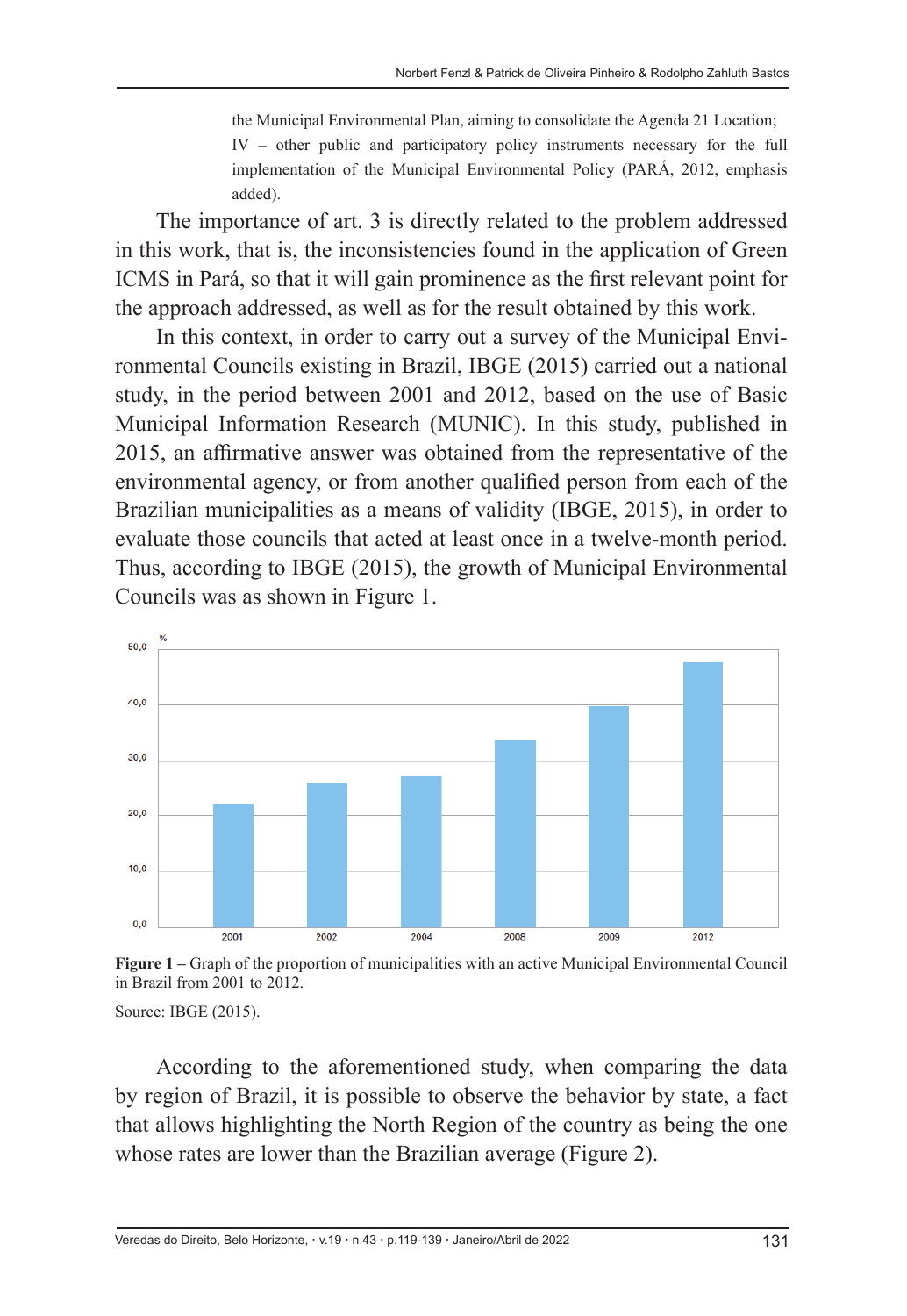the Municipal Environmental Plan, aiming to consolidate the Agenda 21 Location;

IV – other public and participatory policy instruments necessary for the full implementation of the Municipal Environmental Policy (PARÁ, 2012, emphasis added).

The importance of art. 3 is directly related to the problem addressed in this work, that is, the inconsistencies found in the application of Green ICMS in Pará, so that it will gain prominence as the first relevant point for the approach addressed, as well as for the result obtained by this work.

In this context, in order to carry out a survey of the Municipal Environmental Councils existing in Brazil, IBGE (2015) carried out a national study, in the period between 2001 and 2012, based on the use of Basic Municipal Information Research (MUNIC). In this study, published in 2015, an affirmative answer was obtained from the representative of the environmental agency, or from another qualified person from each of the Brazilian municipalities as a means of validity (IBGE, 2015), in order to evaluate those councils that acted at least once in a twelve-month period. Thus, according to IBGE (2015), the growth of Municipal Environmental Councils was as shown in Figure 1.

**Figure 1 –** Graph of the proportion of municipalities with an active Municipal Environmental Council in Brazil from 2001 to 2012.

Source: IBGE (2015).

According to the aforementioned study, when comparing the data by region of Brazil, it is possible to observe the behavior by state, a fact that allows highlighting the North Region of the country as being the one whose rates are lower than the Brazilian average (Figure 2).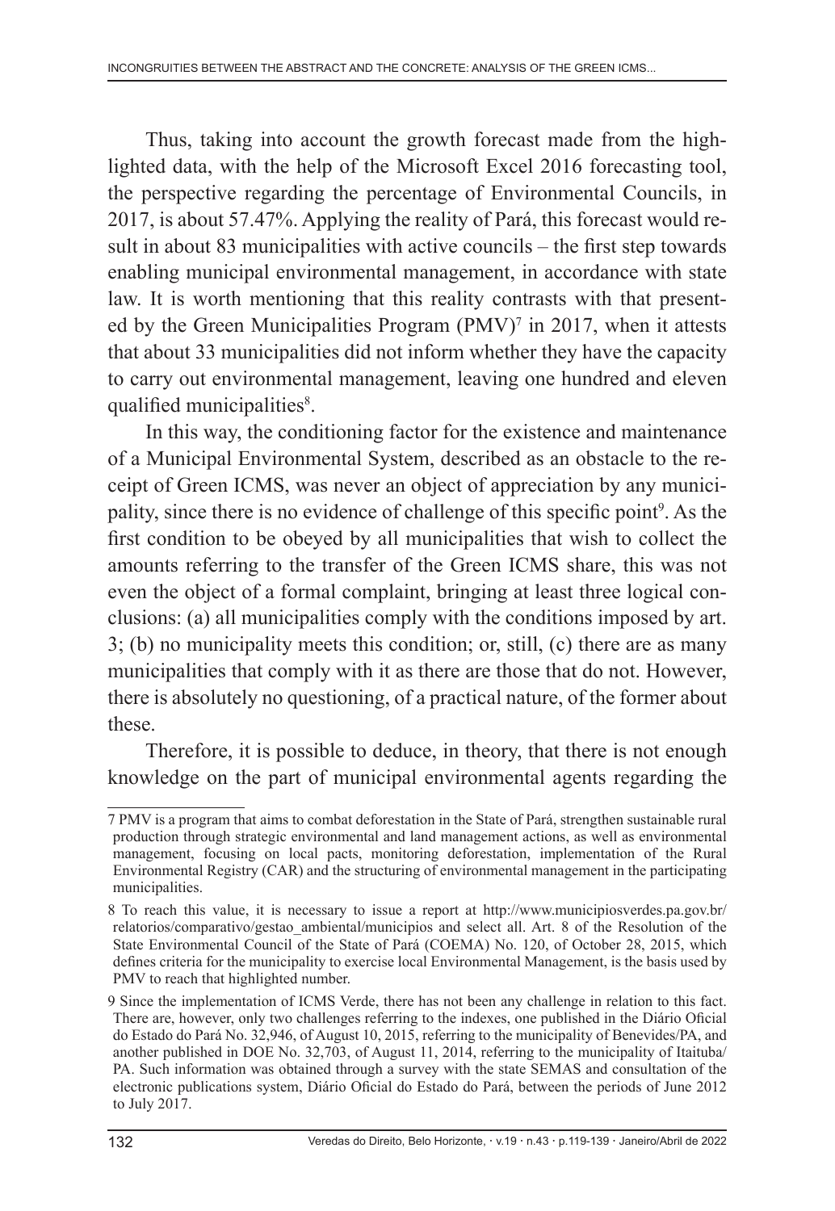Thus, taking into account the growth forecast made from the highlighted data, with the help of the Microsoft Excel 2016 forecasting tool, the perspective regarding the percentage of Environmental Councils, in 2017, is about 57.47%. Applying the reality of Pará, this forecast would result in about 83 municipalities with active councils – the first step towards enabling municipal environmental management, in accordance with state law. It is worth mentioning that this reality contrasts with that presented by the Green Municipalities Program (PMV)[7] in 2017, when it attests that about 33 municipalities did not inform whether they have the capacity to carry out environmental management, leaving one hundred and eleven qualified municipalities[8].

In this way, the conditioning factor for the existence and maintenance of a Municipal Environmental System, described as an obstacle to the receipt of Green ICMS, was never an object of appreciation by any municipality, since there is no evidence of challenge of this specific point[9]. As the first condition to be obeyed by all municipalities that wish to collect the amounts referring to the transfer of the Green ICMS share, this was not even the object of a formal complaint, bringing at least three logical conclusions: (a) all municipalities comply with the conditions imposed by art. 3; (b) no municipality meets this condition; or, still, (c) there are as many municipalities that comply with it as there are those that do not. However, there is absolutely no questioning, of a practical nature, of the former about these.

Therefore, it is possible to deduce, in theory, that there is not enough knowledge on the part of municipal environmental agents regarding the

---

7 PMV is a program that aims to combat deforestation in the State of Pará, strengthen sustainable rural production through strategic environmental and land management actions, as well as environmental management, focusing on local pacts, monitoring deforestation, implementation of the Rural Environmental Registry (CAR) and the structuring of environmental management in the participating municipalities.

8 To reach this value, it is necessary to issue a report at http://www.municipiosverdes.pa.gov.br/relatorios/comparativo/gestao_ambiental/municipios and select all. Art. 8 of the Resolution of the State Environmental Council of the State of Pará (COEMA) No. 120, of October 28, 2015, which defines criteria for the municipality to exercise local Environmental Management, is the basis used by PMV to reach that highlighted number.

9 Since the implementation of ICMS Verde, there has not been any challenge in relation to this fact. There are, however, only two challenges referring to the indexes, one published in the Diário Oficial do Estado do Pará No. 32,946, of August 10, 2015, referring to the municipality of Benevides/PA, and another published in DOE No. 32,703, of August 11, 2014, referring to the municipality of Itaituba/PA. Such information was obtained through a survey with the state SEMAS and consultation of the electronic publications system, Diário Oficial do Estado do Pará, between the periods of June 2012 to July 2017.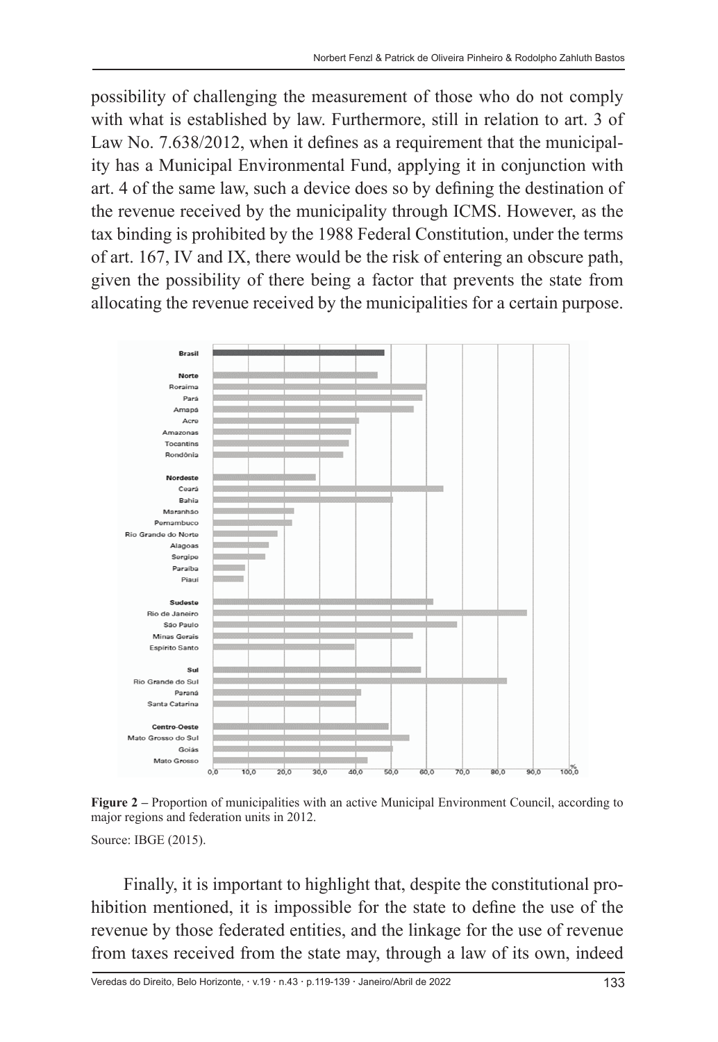possibility of challenging the measurement of those who do not comply with what is established by law. Furthermore, still in relation to art. 3 of Law No. 7.638/2012, when it defines as a requirement that the municipality has a Municipal Environmental Fund, applying it in conjunction with art. 4 of the same law, such a device does so by defining the destination of the revenue received by the municipality through ICMS. However, as the tax binding is prohibited by the 1988 Federal Constitution, under the terms of art. 167, IV and IX, there would be the risk of entering an obscure path, given the possibility of there being a factor that prevents the state from allocating the revenue received by the municipalities for a certain purpose.

**Figure 2 –** Proportion of municipalities with an active Municipal Environment Council, according to major regions and federation units in 2012.

Source: IBGE (2015).

Finally, it is important to highlight that, despite the constitutional prohibition mentioned, it is impossible for the state to define the use of the revenue by those federated entities, and the linkage for the use of revenue from taxes received from the state may, through a law of its own, indeed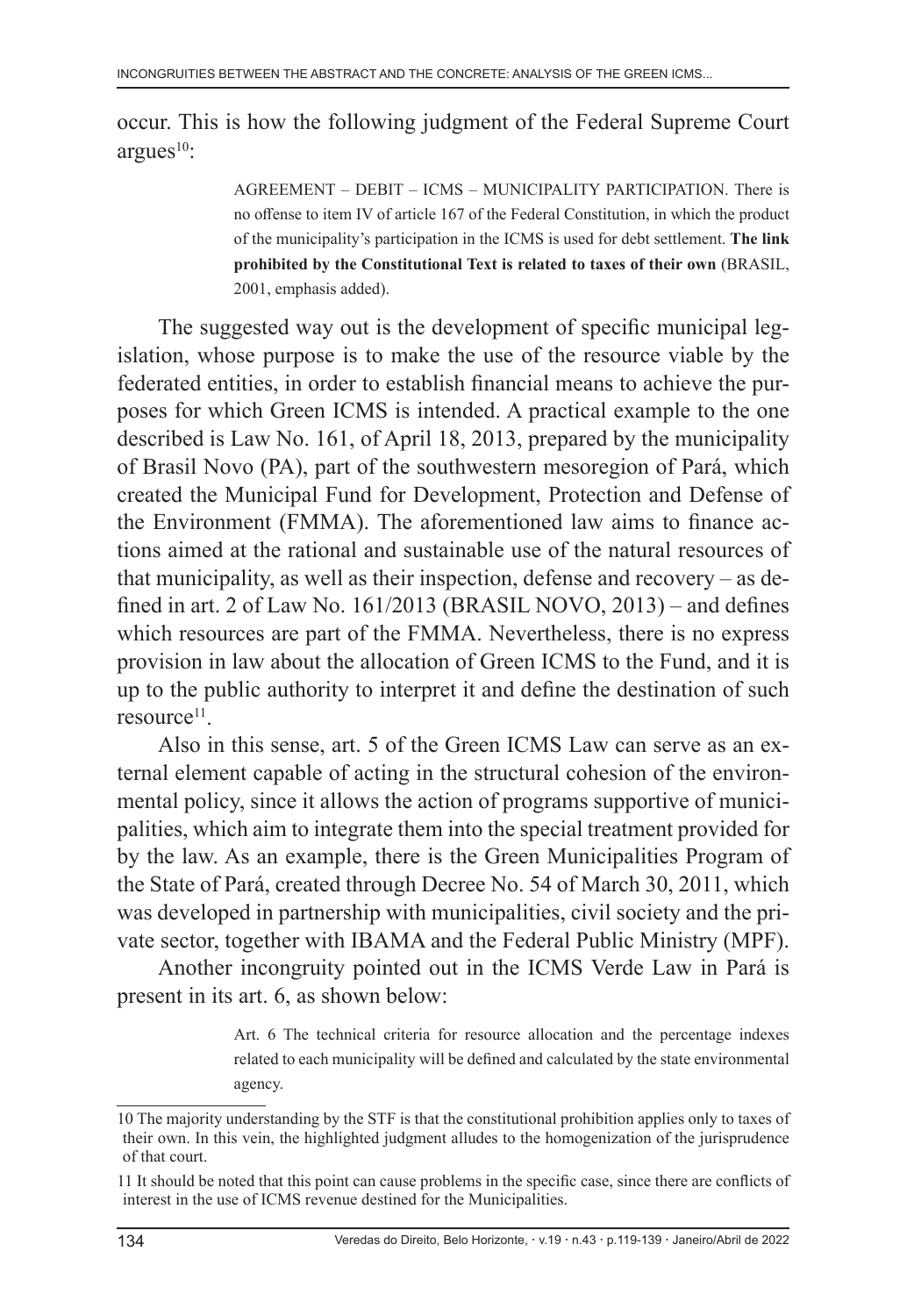occur. This is how the following judgment of the Federal Supreme Court argues[10]:

> AGREEMENT – DEBIT – ICMS – MUNICIPALITY PARTICIPATION. There is no offense to item IV of article 167 of the Federal Constitution, in which the product of the municipality's participation in the ICMS is used for debt settlement. **The link prohibited by the Constitutional Text is related to taxes of their own** (BRASIL, 2001, emphasis added).

The suggested way out is the development of specific municipal legislation, whose purpose is to make the use of the resource viable by the federated entities, in order to establish financial means to achieve the purposes for which Green ICMS is intended. A practical example to the one described is Law No. 161, of April 18, 2013, prepared by the municipality of Brasil Novo (PA), part of the southwestern mesoregion of Pará, which created the Municipal Fund for Development, Protection and Defense of the Environment (FMMA). The aforementioned law aims to finance actions aimed at the rational and sustainable use of the natural resources of that municipality, as well as their inspection, defense and recovery – as defined in art. 2 of Law No. 161/2013 (BRASIL NOVO, 2013) – and defines which resources are part of the FMMA. Nevertheless, there is no express provision in law about the allocation of Green ICMS to the Fund, and it is up to the public authority to interpret it and define the destination of such resource[11].

Also in this sense, art. 5 of the Green ICMS Law can serve as an external element capable of acting in the structural cohesion of the environmental policy, since it allows the action of programs supportive of municipalities, which aim to integrate them into the special treatment provided for by the law. As an example, there is the Green Municipalities Program of the State of Pará, created through Decree No. 54 of March 30, 2011, which was developed in partnership with municipalities, civil society and the private sector, together with IBAMA and the Federal Public Ministry (MPF).

Another incongruity pointed out in the ICMS Verde Law in Pará is present in its art. 6, as shown below:

> Art. 6 The technical criteria for resource allocation and the percentage indexes related to each municipality will be defined and calculated by the state environmental agency.

---

10 The majority understanding by the STF is that the constitutional prohibition applies only to taxes of their own. In this vein, the highlighted judgment alludes to the homogenization of the jurisprudence of that court.

11 It should be noted that this point can cause problems in the specific case, since there are conflicts of interest in the use of ICMS revenue destined for the Municipalities.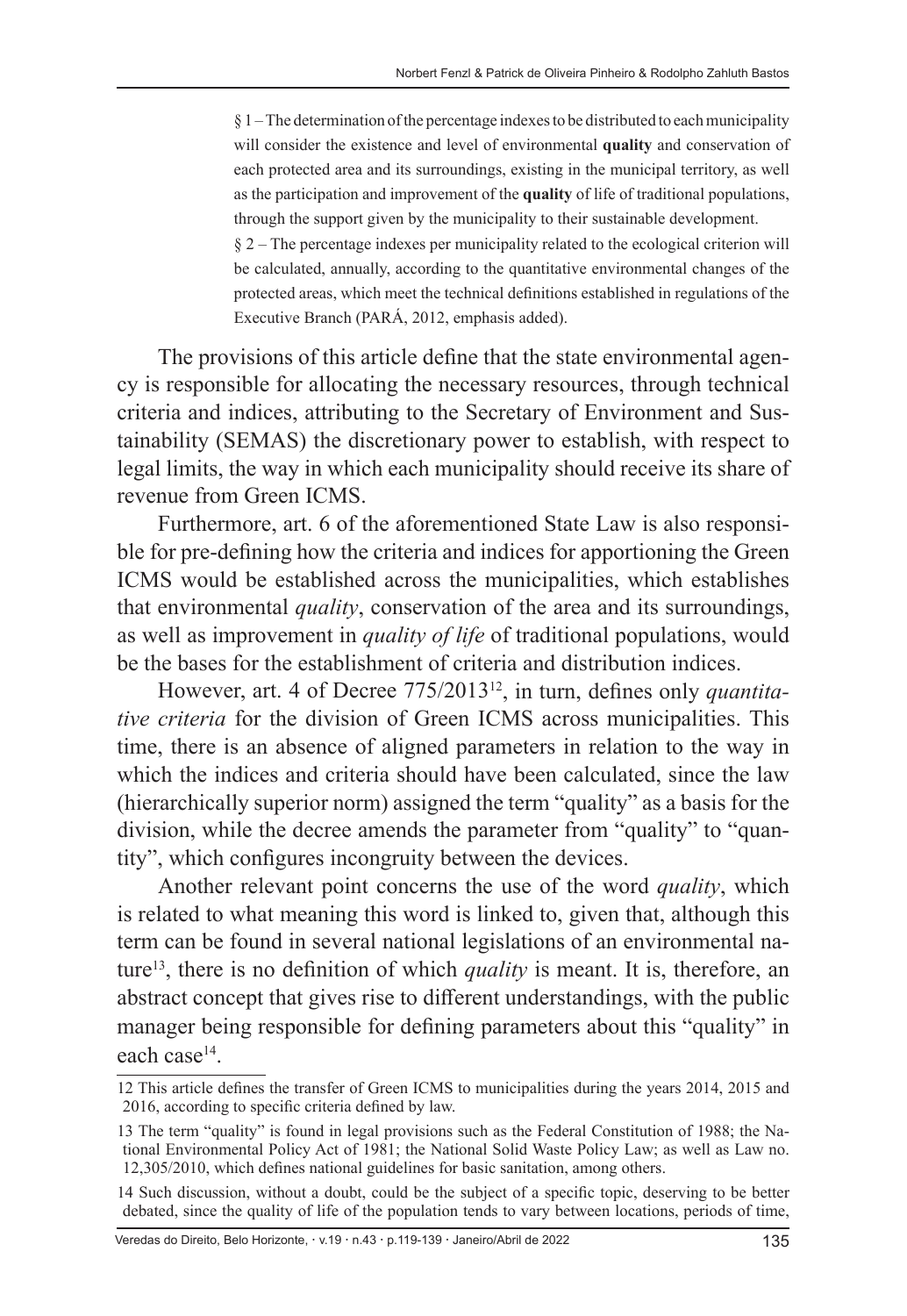> § 1 – The determination of the percentage indexes to be distributed to each municipality will consider the existence and level of environmental **quality** and conservation of each protected area and its surroundings, existing in the municipal territory, as well as the participation and improvement of the **quality** of life of traditional populations, through the support given by the municipality to their sustainable development.
>
> § 2 – The percentage indexes per municipality related to the ecological criterion will be calculated, annually, according to the quantitative environmental changes of the protected areas, which meet the technical definitions established in regulations of the Executive Branch (PARÁ, 2012, emphasis added).

The provisions of this article define that the state environmental agency is responsible for allocating the necessary resources, through technical criteria and indices, attributing to the Secretary of Environment and Sustainability (SEMAS) the discretionary power to establish, with respect to legal limits, the way in which each municipality should receive its share of revenue from Green ICMS.

Furthermore, art. 6 of the aforementioned State Law is also responsible for pre-defining how the criteria and indices for apportioning the Green ICMS would be established across the municipalities, which establishes that environmental *quality*, conservation of the area and its surroundings, as well as improvement in *quality of life* of traditional populations, would be the bases for the establishment of criteria and distribution indices.

However, art. 4 of Decree 775/2013[12], in turn, defines only *quantitative criteria* for the division of Green ICMS across municipalities. This time, there is an absence of aligned parameters in relation to the way in which the indices and criteria should have been calculated, since the law (hierarchically superior norm) assigned the term "quality" as a basis for the division, while the decree amends the parameter from "quality" to "quantity", which configures incongruity between the devices.

Another relevant point concerns the use of the word *quality*, which is related to what meaning this word is linked to, given that, although this term can be found in several national legislations of an environmental nature[13], there is no definition of which *quality* is meant. It is, therefore, an abstract concept that gives rise to different understandings, with the public manager being responsible for defining parameters about this "quality" in each case[14].

---

12 This article defines the transfer of Green ICMS to municipalities during the years 2014, 2015 and 2016, according to specific criteria defined by law.

13 The term "quality" is found in legal provisions such as the Federal Constitution of 1988; the National Environmental Policy Act of 1981; the National Solid Waste Policy Law; as well as Law no. 12,305/2010, which defines national guidelines for basic sanitation, among others.

14 Such discussion, without a doubt, could be the subject of a specific topic, deserving to be better debated, since the quality of life of the population tends to vary between locations, periods of time,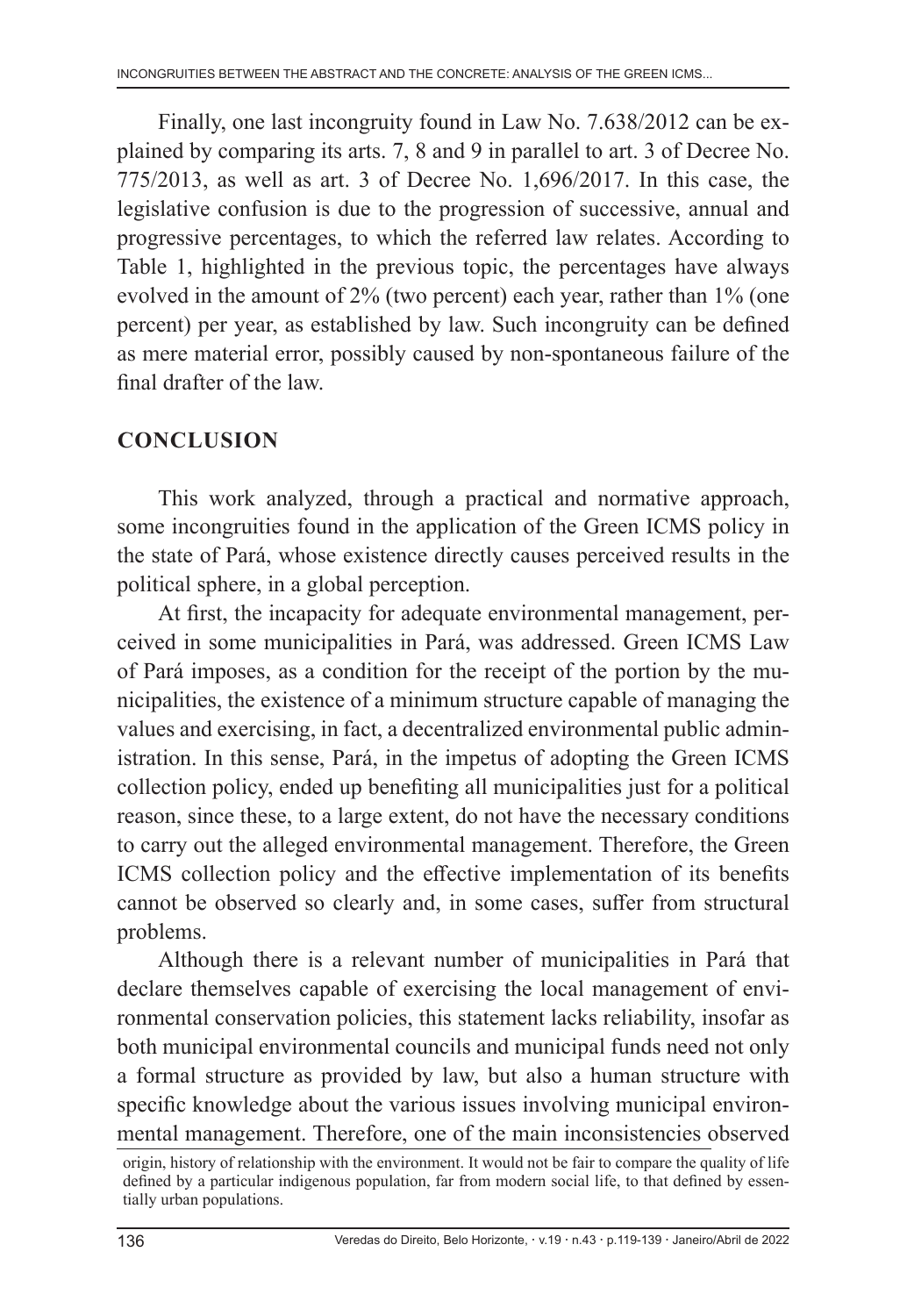Finally, one last incongruity found in Law No. 7.638/2012 can be explained by comparing its arts. 7, 8 and 9 in parallel to art. 3 of Decree No. 775/2013, as well as art. 3 of Decree No. 1,696/2017. In this case, the legislative confusion is due to the progression of successive, annual and progressive percentages, to which the referred law relates. According to Table 1, highlighted in the previous topic, the percentages have always evolved in the amount of 2% (two percent) each year, rather than 1% (one percent) per year, as established by law. Such incongruity can be defined as mere material error, possibly caused by non-spontaneous failure of the final drafter of the law.

## CONCLUSION

This work analyzed, through a practical and normative approach, some incongruities found in the application of the Green ICMS policy in the state of Pará, whose existence directly causes perceived results in the political sphere, in a global perception.

At first, the incapacity for adequate environmental management, perceived in some municipalities in Pará, was addressed. Green ICMS Law of Pará imposes, as a condition for the receipt of the portion by the municipalities, the existence of a minimum structure capable of managing the values and exercising, in fact, a decentralized environmental public administration. In this sense, Pará, in the impetus of adopting the Green ICMS collection policy, ended up benefiting all municipalities just for a political reason, since these, to a large extent, do not have the necessary conditions to carry out the alleged environmental management. Therefore, the Green ICMS collection policy and the effective implementation of its benefits cannot be observed so clearly and, in some cases, suffer from structural problems.

Although there is a relevant number of municipalities in Pará that declare themselves capable of exercising the local management of environmental conservation policies, this statement lacks reliability, insofar as both municipal environmental councils and municipal funds need not only a formal structure as provided by law, but also a human structure with specific knowledge about the various issues involving municipal environmental management. Therefore, one of the main inconsistencies observed

origin, history of relationship with the environment. It would not be fair to compare the quality of life defined by a particular indigenous population, far from modern social life, to that defined by essentially urban populations.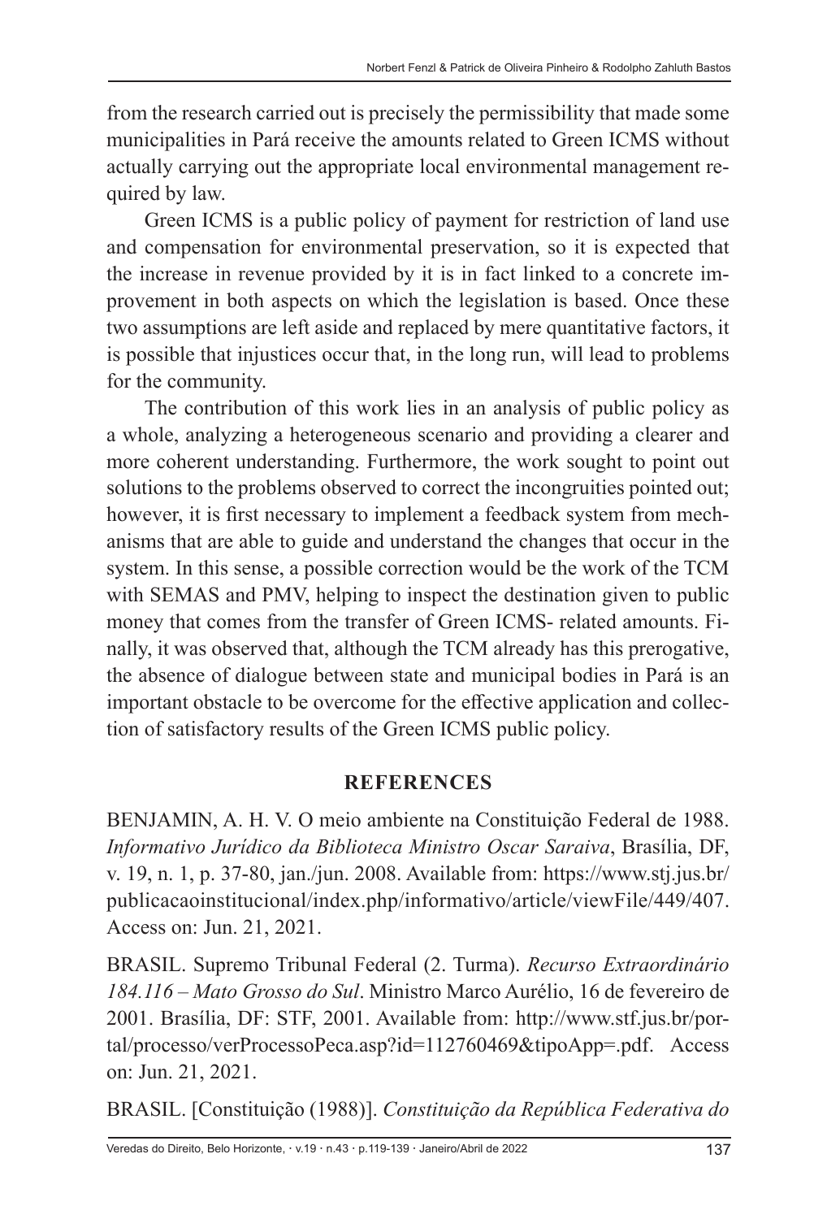from the research carried out is precisely the permissibility that made some municipalities in Pará receive the amounts related to Green ICMS without actually carrying out the appropriate local environmental management required by law.

Green ICMS is a public policy of payment for restriction of land use and compensation for environmental preservation, so it is expected that the increase in revenue provided by it is in fact linked to a concrete improvement in both aspects on which the legislation is based. Once these two assumptions are left aside and replaced by mere quantitative factors, it is possible that injustices occur that, in the long run, will lead to problems for the community.

The contribution of this work lies in an analysis of public policy as a whole, analyzing a heterogeneous scenario and providing a clearer and more coherent understanding. Furthermore, the work sought to point out solutions to the problems observed to correct the incongruities pointed out; however, it is first necessary to implement a feedback system from mechanisms that are able to guide and understand the changes that occur in the system. In this sense, a possible correction would be the work of the TCM with SEMAS and PMV, helping to inspect the destination given to public money that comes from the transfer of Green ICMS- related amounts. Finally, it was observed that, although the TCM already has this prerogative, the absence of dialogue between state and municipal bodies in Pará is an important obstacle to be overcome for the effective application and collection of satisfactory results of the Green ICMS public policy.

## REFERENCES

BENJAMIN, A. H. V. O meio ambiente na Constituição Federal de 1988. *Informativo Jurídico da Biblioteca Ministro Oscar Saraiva*, Brasília, DF, v. 19, n. 1, p. 37-80, jan./jun. 2008. Available from: https://www.stj.jus.br/publicacaoinstitucional/index.php/informativo/article/viewFile/449/407. Access on: Jun. 21, 2021.

BRASIL. Supremo Tribunal Federal (2. Turma). *Recurso Extraordinário 184.116 – Mato Grosso do Sul*. Ministro Marco Aurélio, 16 de fevereiro de 2001. Brasília, DF: STF, 2001. Available from: http://www.stf.jus.br/portal/processo/verProcessoPeca.asp?id=112760469&tipoApp=.pdf. Access on: Jun. 21, 2021.

BRASIL. [Constituição (1988)]. *Constituição da República Federativa do*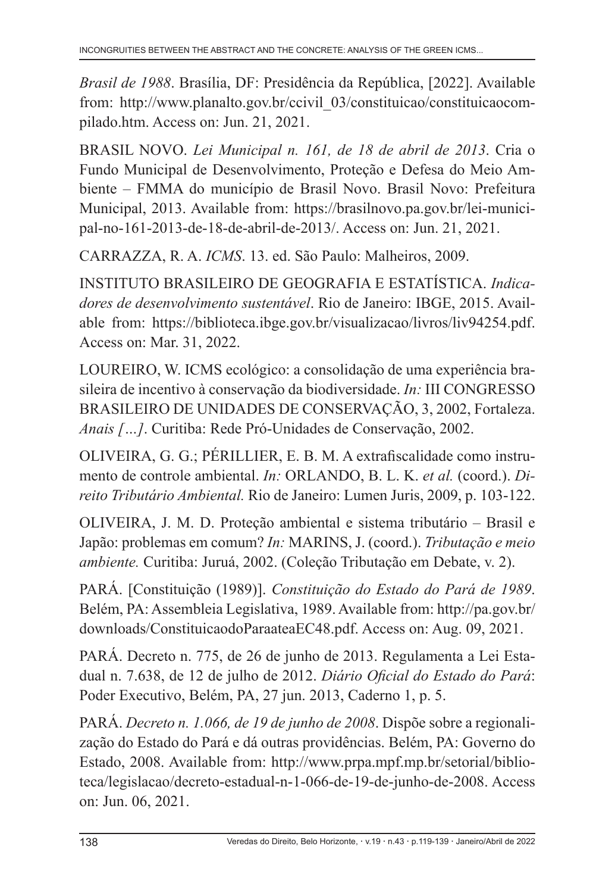*Brasil de 1988*. Brasília, DF: Presidência da República, [2022]. Available from: http://www.planalto.gov.br/ccivil_03/constituicao/constituicaocompilado.htm. Access on: Jun. 21, 2021.

BRASIL NOVO. *Lei Municipal n. 161, de 18 de abril de 2013*. Cria o Fundo Municipal de Desenvolvimento, Proteção e Defesa do Meio Ambiente – FMMA do município de Brasil Novo. Brasil Novo: Prefeitura Municipal, 2013. Available from: https://brasilnovo.pa.gov.br/lei-municipal-no-161-2013-de-18-de-abril-de-2013/. Access on: Jun. 21, 2021.

CARRAZZA, R. A. *ICMS*. 13. ed. São Paulo: Malheiros, 2009.

INSTITUTO BRASILEIRO DE GEOGRAFIA E ESTATÍSTICA. *Indicadores de desenvolvimento sustentável*. Rio de Janeiro: IBGE, 2015. Available from: https://biblioteca.ibge.gov.br/visualizacao/livros/liv94254.pdf. Access on: Mar. 31, 2022.

LOUREIRO, W. ICMS ecológico: a consolidação de uma experiência brasileira de incentivo à conservação da biodiversidade. *In:* III CONGRESSO BRASILEIRO DE UNIDADES DE CONSERVAÇÃO, 3, 2002, Fortaleza. *Anais […]*. Curitiba: Rede Pró-Unidades de Conservação, 2002.

OLIVEIRA, G. G.; PÉRILLIER, E. B. M. A extrafiscalidade como instrumento de controle ambiental. *In:* ORLANDO, B. L. K. *et al.* (coord.). *Direito Tributário Ambiental.* Rio de Janeiro: Lumen Juris, 2009, p. 103-122.

OLIVEIRA, J. M. D. Proteção ambiental e sistema tributário – Brasil e Japão: problemas em comum? *In:* MARINS, J. (coord.). *Tributação e meio ambiente.* Curitiba: Juruá, 2002. (Coleção Tributação em Debate, v. 2).

PARÁ. [Constituição (1989)]. *Constituição do Estado do Pará de 1989*. Belém, PA: Assembleia Legislativa, 1989. Available from: http://pa.gov.br/downloads/ConstituicaodoParaateaEC48.pdf. Access on: Aug. 09, 2021.

PARÁ. Decreto n. 775, de 26 de junho de 2013. Regulamenta a Lei Estadual n. 7.638, de 12 de julho de 2012. *Diário Oficial do Estado do Pará*: Poder Executivo, Belém, PA, 27 jun. 2013, Caderno 1, p. 5.

PARÁ. *Decreto n. 1.066, de 19 de junho de 2008*. Dispõe sobre a regionalização do Estado do Pará e dá outras providências. Belém, PA: Governo do Estado, 2008. Available from: http://www.prpa.mpf.mp.br/setorial/biblioteca/legislacao/decreto-estadual-n-1-066-de-19-de-junho-de-2008. Access on: Jun. 06, 2021.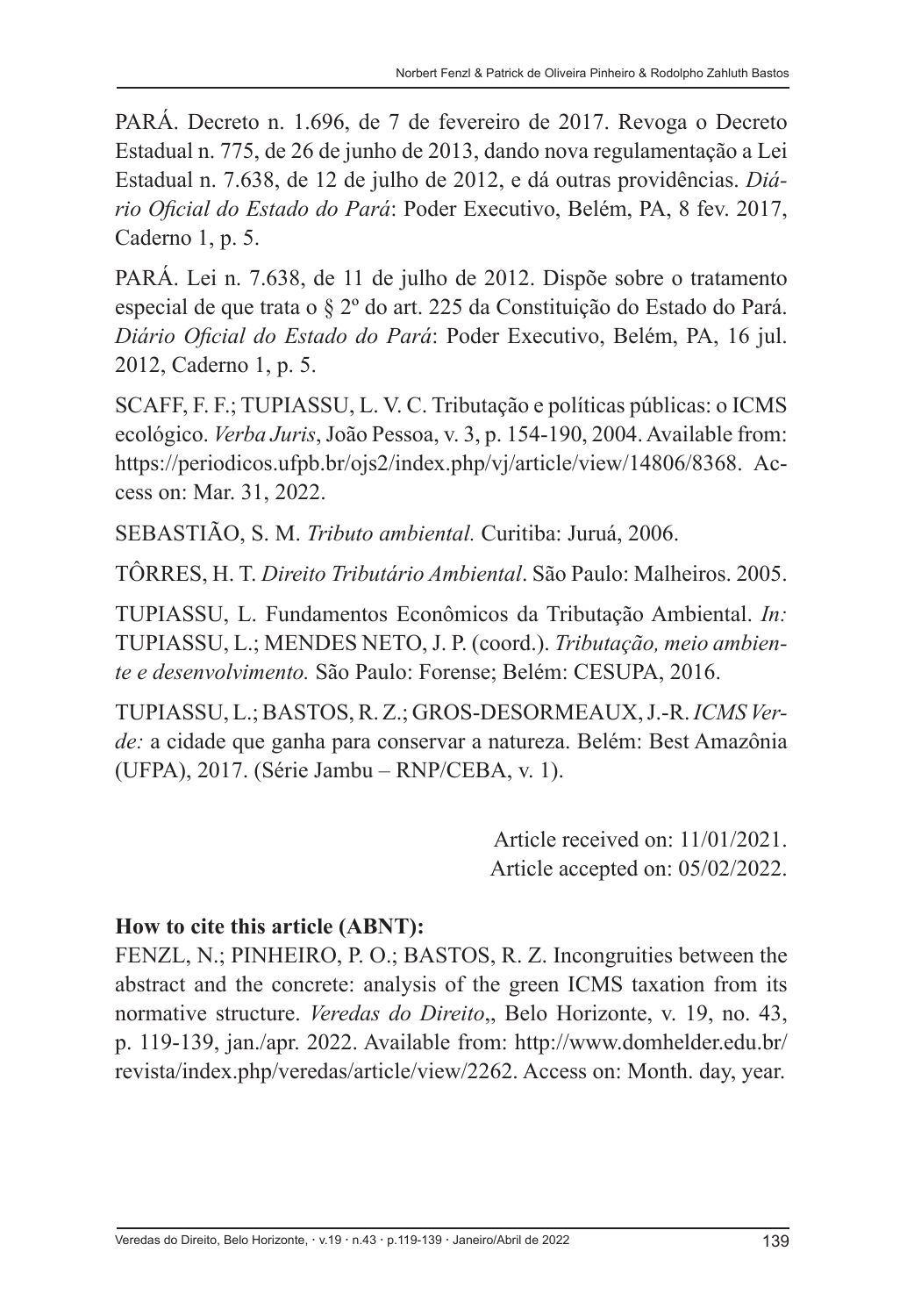PARÁ. Decreto n. 1.696, de 7 de fevereiro de 2017. Revoga o Decreto Estadual n. 775, de 26 de junho de 2013, dando nova regulamentação a Lei Estadual n. 7.638, de 12 de julho de 2012, e dá outras providências. *Diário Oficial do Estado do Pará*: Poder Executivo, Belém, PA, 8 fev. 2017, Caderno 1, p. 5.

PARÁ. Lei n. 7.638, de 11 de julho de 2012. Dispõe sobre o tratamento especial de que trata o § 2º do art. 225 da Constituição do Estado do Pará. *Diário Oficial do Estado do Pará*: Poder Executivo, Belém, PA, 16 jul. 2012, Caderno 1, p. 5.

SCAFF, F. F.; TUPIASSU, L. V. C. Tributação e políticas públicas: o ICMS ecológico. *Verba Juris*, João Pessoa, v. 3, p. 154-190, 2004. Available from: https://periodicos.ufpb.br/ojs2/index.php/vj/article/view/14806/8368. Access on: Mar. 31, 2022.

SEBASTIÃO, S. M. *Tributo ambiental.* Curitiba: Juruá, 2006.

TÔRRES, H. T. *Direito Tributário Ambiental*. São Paulo: Malheiros. 2005.

TUPIASSU, L. Fundamentos Econômicos da Tributação Ambiental. *In:* TUPIASSU, L.; MENDES NETO, J. P. (coord.). *Tributação, meio ambiente e desenvolvimento.* São Paulo: Forense; Belém: CESUPA, 2016.

TUPIASSU, L.; BASTOS, R. Z.; GROS-DESORMEAUX, J.-R. *ICMS Verde:* a cidade que ganha para conservar a natureza. Belém: Best Amazônia (UFPA), 2017. (Série Jambu – RNP/CEBA, v. 1).

Article received on: 11/01/2021.
Article accepted on: 05/02/2022.

**How to cite this article (ABNT):**
FENZL, N.; PINHEIRO, P. O.; BASTOS, R. Z. Incongruities between the abstract and the concrete: analysis of the green ICMS taxation from its normative structure. *Veredas do Direito*,, Belo Horizonte, v. 19, no. 43, p. 119-139, jan./apr. 2022. Available from: http://www.domhelder.edu.br/revista/index.php/veredas/article/view/2262. Access on: Month. day, year.